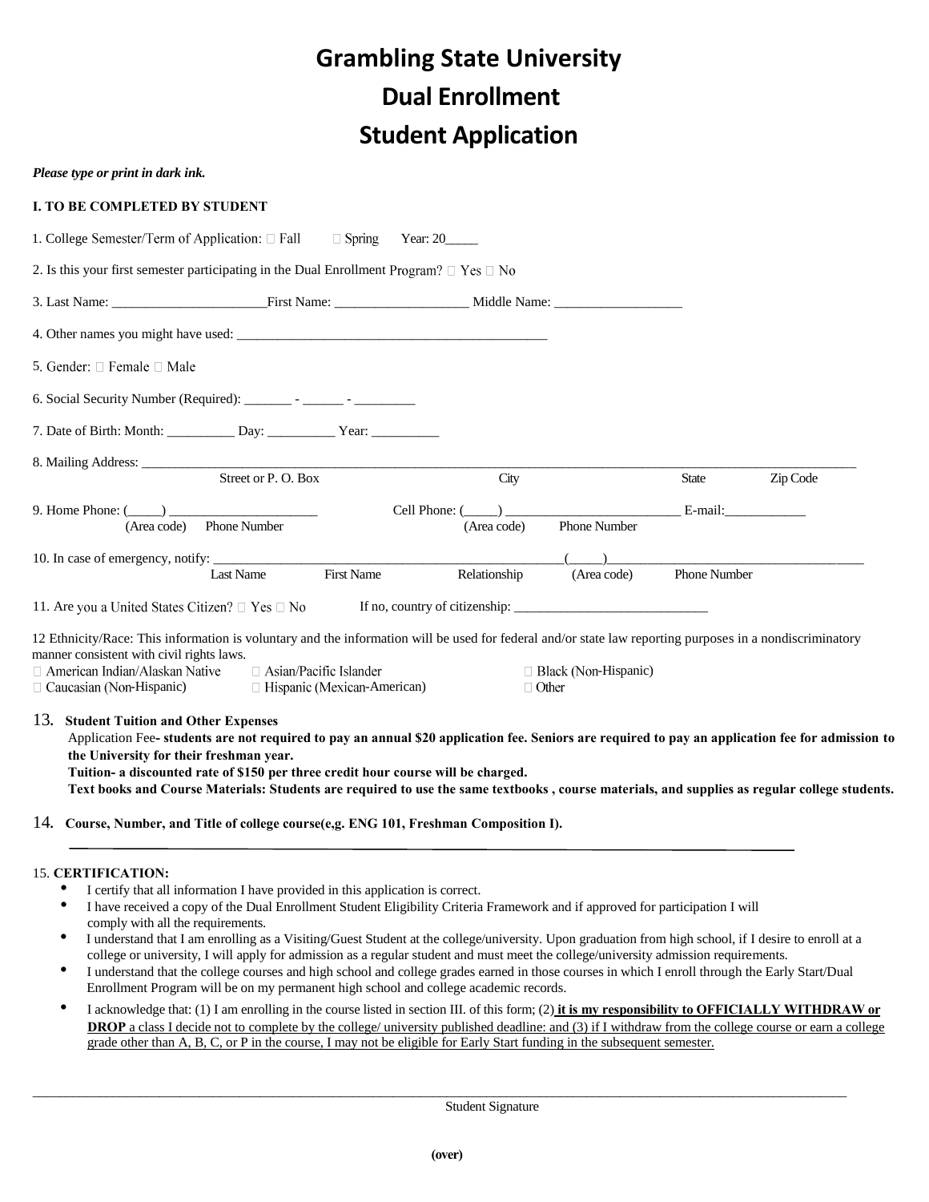# Grambling State University

# Dual Enrollment

# Student Application

***Please type or print in dark ink.***

**I. TO BE COMPLETED BY STUDENT**

1. College Semester/Term of Application: ☐ Fall ☐ Spring Year: 20_____

2. Is this your first semester participating in the Dual Enrollment Program? ☐ Yes ☐ No

3. Last Name: ______________________First Name: ___________________ Middle Name: __________________

4. Other names you might have used: _____________________________________________

5. Gender: ☐ Female ☐ Male

6. Social Security Number (Required): _______ - ______ - _________

7. Date of Birth: Month: __________ Day: __________ Year: __________

8. Mailing Address: ________________________________________________________________________________________
Street or P. O. Box City State Zip Code

9. Home Phone: (_____) ______________________ Cell Phone: (_____) __________________________ E-mail:____________
(Area code) Phone Number (Area code) Phone Number

10. In case of emergency, notify: ____________________________________________________(_____)_____________________________________
Last Name First Name Relationship (Area code) Phone Number

11. Are you a United States Citizen? ☐ Yes ☐ No If no, country of citizenship: ____________________________

12 Ethnicity/Race: This information is voluntary and the information will be used for federal and/or state law reporting purposes in a nondiscriminatory manner consistent with civil rights laws.

☐ American Indian/Alaskan Native ☐ Asian/Pacific Islander ☐ Black (Non-Hispanic)
☐ Caucasian (Non-Hispanic) ☐ Hispanic (Mexican-American) ☐ Other

13. **Student Tuition and Other Expenses**

Application Fee**- students are not required to pay an annual $20 application fee. Seniors are required to pay an application fee for admission to the University for their freshman year.**

**Tuition- a discounted rate of $150 per three credit hour course will be charged.**

**Text books and Course Materials: Students are required to use the same textbooks , course materials, and supplies as regular college students.**

14. **Course, Number, and Title of college course(e,g. ENG 101, Freshman Composition I).**

_____________________________________________________________________________

15. **CERTIFICATION:**

- I certify that all information I have provided in this application is correct.
- I have received a copy of the Dual Enrollment Student Eligibility Criteria Framework and if approved for participation I will comply with all the requirements.
- I understand that I am enrolling as a Visiting/Guest Student at the college/university. Upon graduation from high school, if I desire to enroll at a college or university, I will apply for admission as a regular student and must meet the college/university admission requirements.
- I understand that the college courses and high school and college grades earned in those courses in which I enroll through the Early Start/Dual Enrollment Program will be on my permanent high school and college academic records.
- I acknowledge that: (1) I am enrolling in the course listed in section III. of this form; (2) **it is my responsibility to OFFICIALLY WITHDRAW or DROP** a class I decide not to complete by the college/ university published deadline: and (3) if I withdraw from the college course or earn a college grade other than A, B, C, or P in the course, I may not be eligible for Early Start funding in the subsequent semester.

_____________________________________________________________________________________________________
Student Signature

**(over)**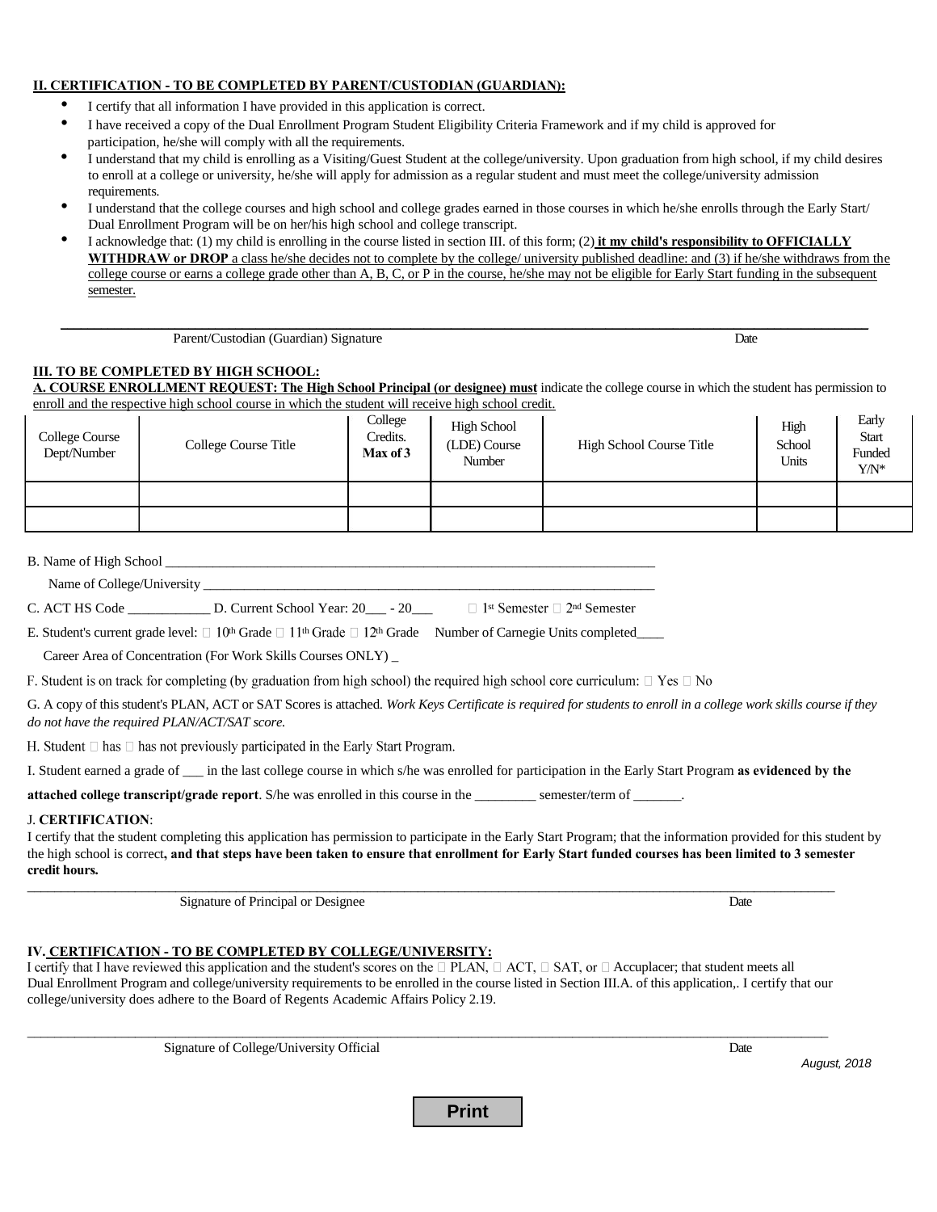**II. CERTIFICATION - TO BE COMPLETED BY PARENT/CUSTODIAN (GUARDIAN):**

- I certify that all information I have provided in this application is correct.
- I have received a copy of the Dual Enrollment Program Student Eligibility Criteria Framework and if my child is approved for participation, he/she will comply with all the requirements.
- I understand that my child is enrolling as a Visiting/Guest Student at the college/university. Upon graduation from high school, if my child desires to enroll at a college or university, he/she will apply for admission as a regular student and must meet the college/university admission requirements.
- I understand that the college courses and high school and college grades earned in those courses in which he/she enrolls through the Early Start/ Dual Enrollment Program will be on her/his high school and college transcript.
- I acknowledge that: (1) my child is enrolling in the course listed in section III. of this form; (2) **it my child's responsibility to OFFICIALLY WITHDRAW or DROP** a class he/she decides not to complete by the college/ university published deadline: and (3) if he/she withdraws from the college course or earns a college grade other than A, B, C, or P in the course, he/she may not be eligible for Early Start funding in the subsequent semester.

\_\_\_\_\_\_\_\_\_\_\_\_\_\_\_\_\_\_\_\_\_\_\_\_\_\_\_\_\_\_\_\_\_\_\_\_\_\_\_\_\_\_\_\_\_\_\_\_\_\_\_\_\_\_\_\_\_\_\_\_\_\_\_\_\_\_\_\_\_\_

Parent/Custodian (Guardian) Signature Date

**III. TO BE COMPLETED BY HIGH SCHOOL:**

**A. COURSE ENROLLMENT REQUEST: The High School Principal (or designee) must** indicate the college course in which the student has permission to enroll and the respective high school course in which the student will receive high school credit.

| College Course Dept/Number | College Course Title | College Credits. **Max of 3** | High School (LDE) Course Number | High School Course Title | High School Units | Early Start Funded Y/N* |
|---|---|---|---|---|---|---|
| | | | | | | |
| | | | | | | |

B. Name of High School \_\_\_\_\_\_\_\_\_\_\_\_\_\_\_\_\_\_\_\_\_\_\_\_\_\_\_\_\_\_\_\_\_\_\_\_\_\_\_\_\_\_\_\_\_\_\_\_\_\_\_\_\_\_\_\_\_\_\_\_

Name of College/University \_\_\_\_\_\_\_\_\_\_\_\_\_\_\_\_\_\_\_\_\_\_\_\_\_\_\_\_\_\_\_\_\_\_\_\_\_\_\_\_\_\_\_\_\_\_\_\_\_\_\_\_\_\_

C. ACT HS Code \_\_\_\_\_\_\_\_\_\_\_\_ D. Current School Year: 20\_\_\_ - 20\_\_\_ ☐ 1st Semester ☐ 2nd Semester

E. Student's current grade level: ☐ 10th Grade ☐ 11th Grade ☐ 12th Grade Number of Carnegie Units completed\_\_\_\_

Career Area of Concentration (For Work Skills Courses ONLY) \_

F. Student is on track for completing (by graduation from high school) the required high school core curriculum: ☐ Yes ☐ No

G. A copy of this student's PLAN, ACT or SAT Scores is attached. *Work Keys Certificate is required for students to enroll in a college work skills course if they do not have the required PLAN/ACT/SAT score.*

H. Student ☐ has ☐ has not previously participated in the Early Start Program.

I. Student earned a grade of \_\_\_ in the last college course in which s/he was enrolled for participation in the Early Start Program **as evidenced by the attached college transcript/grade report**. S/he was enrolled in this course in the \_\_\_\_\_\_\_\_\_ semester/term of \_\_\_\_\_\_\_.

J. **CERTIFICATION**:

I certify that the student completing this application has permission to participate in the Early Start Program; that the information provided for this student by the high school is correct**, and that steps have been taken to ensure that enrollment for Early Start funded courses has been limited to 3 semester credit hours.**

\_\_\_\_\_\_\_\_\_\_\_\_\_\_\_\_\_\_\_\_\_\_\_\_\_\_\_\_\_\_\_\_\_\_\_\_\_\_\_\_\_\_\_\_\_\_\_\_\_\_\_\_\_\_\_\_\_\_\_\_\_\_\_\_\_\_\_\_\_\_

Signature of Principal or Designee Date

**IV. CERTIFICATION - TO BE COMPLETED BY COLLEGE/UNIVERSITY:**

I certify that I have reviewed this application and the student's scores on the ☐ PLAN, ☐ ACT, ☐ SAT, or ☐ Accuplacer; that student meets all Dual Enrollment Program and college/university requirements to be enrolled in the course listed in Section III.A. of this application,. I certify that our college/university does adhere to the Board of Regents Academic Affairs Policy 2.19.

\_\_\_\_\_\_\_\_\_\_\_\_\_\_\_\_\_\_\_\_\_\_\_\_\_\_\_\_\_\_\_\_\_\_\_\_\_\_\_\_\_\_\_\_\_\_\_\_\_\_\_\_\_\_\_\_\_\_\_\_\_\_\_\_\_\_\_\_\_\_

Signature of College/University Official Date

*August, 2018*

Print